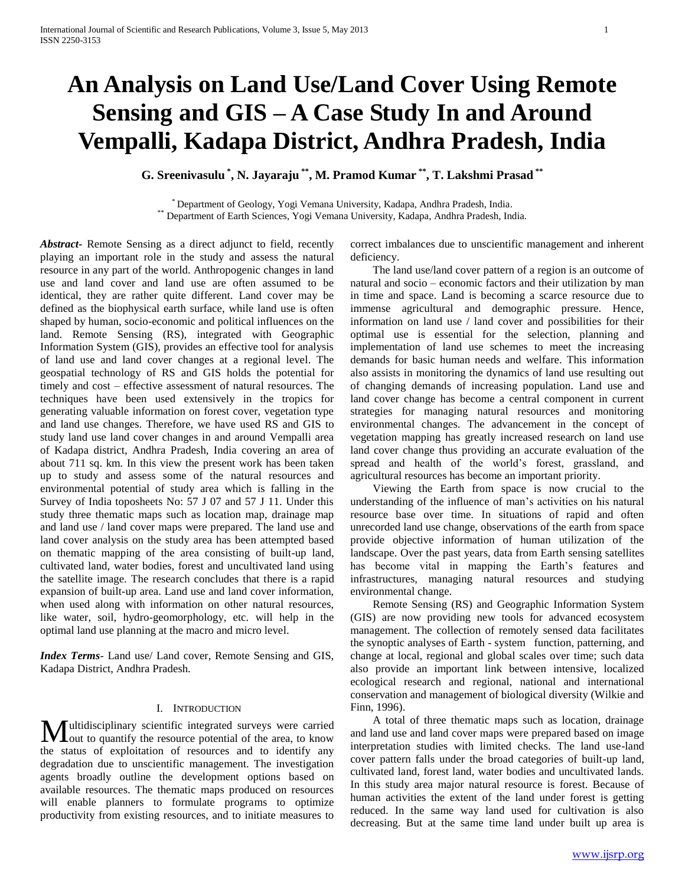# An Analysis on Land Use/Land Cover Using Remote Sensing and GIS – A Case Study In and Around Vempalli, Kadapa District, Andhra Pradesh, India

**G. Sreenivasulu [*], N. Jayaraju [**], M. Pramod Kumar [**], T. Lakshmi Prasad [**]**

[*] Department of Geology, Yogi Vemana University, Kadapa, Andhra Pradesh, India.
[**] Department of Earth Sciences, Yogi Vemana University, Kadapa, Andhra Pradesh, India.

***Abstract***- Remote Sensing as a direct adjunct to field, recently playing an important role in the study and assess the natural resource in any part of the world. Anthropogenic changes in land use and land cover and land use are often assumed to be identical, they are rather quite different. Land cover may be defined as the biophysical earth surface, while land use is often shaped by human, socio-economic and political influences on the land. Remote Sensing (RS), integrated with Geographic Information System (GIS), provides an effective tool for analysis of land use and land cover changes at a regional level. The geospatial technology of RS and GIS holds the potential for timely and cost – effective assessment of natural resources. The techniques have been used extensively in the tropics for generating valuable information on forest cover, vegetation type and land use changes. Therefore, we have used RS and GIS to study land use land cover changes in and around Vempalli area of Kadapa district, Andhra Pradesh, India covering an area of about 711 sq. km. In this view the present work has been taken up to study and assess some of the natural resources and environmental potential of study area which is falling in the Survey of India toposheets No: 57 J 07 and 57 J 11. Under this study three thematic maps such as location map, drainage map and land use / land cover maps were prepared. The land use and land cover analysis on the study area has been attempted based on thematic mapping of the area consisting of built-up land, cultivated land, water bodies, forest and uncultivated land using the satellite image. The research concludes that there is a rapid expansion of built-up area. Land use and land cover information, when used along with information on other natural resources, like water, soil, hydro-geomorphology, etc. will help in the optimal land use planning at the macro and micro level.

***Index Terms***- Land use/ Land cover, Remote Sensing and GIS, Kadapa District, Andhra Pradesh.

## I. Introduction

Multidisciplinary scientific integrated surveys were carried out to quantify the resource potential of the area, to know the status of exploitation of resources and to identify any degradation due to unscientific management. The investigation agents broadly outline the development options based on available resources. The thematic maps produced on resources will enable planners to formulate programs to optimize productivity from existing resources, and to initiate measures to correct imbalances due to unscientific management and inherent deficiency.

The land use/land cover pattern of a region is an outcome of natural and socio – economic factors and their utilization by man in time and space. Land is becoming a scarce resource due to immense agricultural and demographic pressure. Hence, information on land use / land cover and possibilities for their optimal use is essential for the selection, planning and implementation of land use schemes to meet the increasing demands for basic human needs and welfare. This information also assists in monitoring the dynamics of land use resulting out of changing demands of increasing population. Land use and land cover change has become a central component in current strategies for managing natural resources and monitoring environmental changes. The advancement in the concept of vegetation mapping has greatly increased research on land use land cover change thus providing an accurate evaluation of the spread and health of the world's forest, grassland, and agricultural resources has become an important priority.

Viewing the Earth from space is now crucial to the understanding of the influence of man's activities on his natural resource base over time. In situations of rapid and often unrecorded land use change, observations of the earth from space provide objective information of human utilization of the landscape. Over the past years, data from Earth sensing satellites has become vital in mapping the Earth's features and infrastructures, managing natural resources and studying environmental change.

Remote Sensing (RS) and Geographic Information System (GIS) are now providing new tools for advanced ecosystem management. The collection of remotely sensed data facilitates the synoptic analyses of Earth - system function, patterning, and change at local, regional and global scales over time; such data also provide an important link between intensive, localized ecological research and regional, national and international conservation and management of biological diversity (Wilkie and Finn, 1996).

A total of three thematic maps such as location, drainage and land use and land cover maps were prepared based on image interpretation studies with limited checks. The land use-land cover pattern falls under the broad categories of built-up land, cultivated land, forest land, water bodies and uncultivated lands. In this study area major natural resource is forest. Because of human activities the extent of the land under forest is getting reduced. In the same way land used for cultivation is also decreasing. But at the same time land under built up area is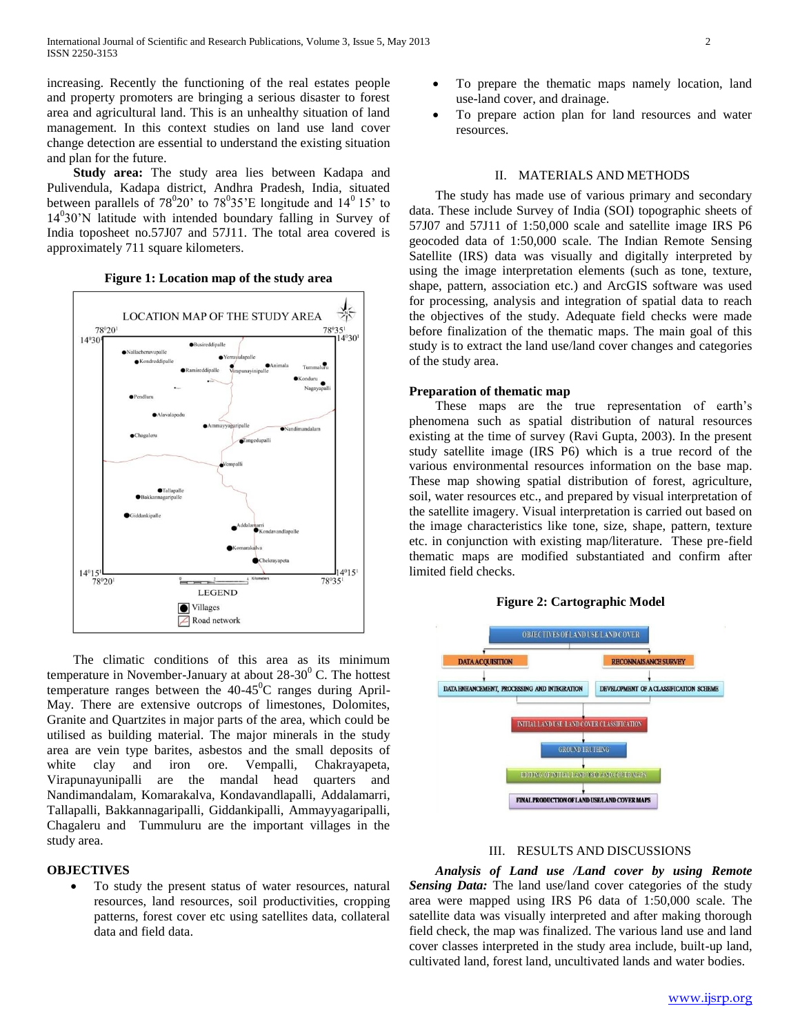increasing. Recently the functioning of the real estates people and property promoters are bringing a serious disaster to forest area and agricultural land. This is an unhealthy situation of land management. In this context studies on land use land cover change detection are essential to understand the existing situation and plan for the future.

**Study area:** The study area lies between Kadapa and Pulivendula, Kadapa district, Andhra Pradesh, India, situated between parallels of $78^0$20' to $78^0$35'E longitude and $14^0$ 15' to $14^0$30'N latitude with intended boundary falling in Survey of India toposheet no.57J07 and 57J11. The total area covered is approximately 711 square kilometers.

**Figure 1: Location map of the study area**

The climatic conditions of this area as its minimum temperature in November-January at about 28-$30^0$ C. The hottest temperature ranges between the 40-$45^0$C ranges during April-May. There are extensive outcrops of limestones, Dolomites, Granite and Quartzites in major parts of the area, which could be utilised as building material. The major minerals in the study area are vein type barites, asbestos and the small deposits of white clay and iron ore. Vempalli, Chakrayapeta, Virapunayunipalli are the mandal head quarters and Nandimandalam, Komarakalva, Kondavandlapalli, Addalamarri, Tallapalli, Bakkannagaripalli, Giddankipalli, Ammayyagaripalli, Chagaleru and Tummuluru are the important villages in the study area.

## OBJECTIVES

- To study the present status of water resources, natural resources, land resources, soil productivities, cropping patterns, forest cover etc using satellites data, collateral data and field data.
- To prepare the thematic maps namely location, land use-land cover, and drainage.
- To prepare action plan for land resources and water resources.

## II. MATERIALS AND METHODS

The study has made use of various primary and secondary data. These include Survey of India (SOI) topographic sheets of 57J07 and 57J11 of 1:50,000 scale and satellite image IRS P6 geocoded data of 1:50,000 scale. The Indian Remote Sensing Satellite (IRS) data was visually and digitally interpreted by using the image interpretation elements (such as tone, texture, shape, pattern, association etc.) and ArcGIS software was used for processing, analysis and integration of spatial data to reach the objectives of the study. Adequate field checks were made before finalization of the thematic maps. The main goal of this study is to extract the land use/land cover changes and categories of the study area.

### Preparation of thematic map

These maps are the true representation of earth's phenomena such as spatial distribution of natural resources existing at the time of survey (Ravi Gupta, 2003). In the present study satellite image (IRS P6) which is a true record of the various environmental resources information on the base map. These map showing spatial distribution of forest, agriculture, soil, water resources etc., and prepared by visual interpretation of the satellite imagery. Visual interpretation is carried out based on the image characteristics like tone, size, shape, pattern, texture etc. in conjunction with existing map/literature. These pre-field thematic maps are modified substantiated and confirm after limited field checks.

**Figure 2: Cartographic Model**

## III. RESULTS AND DISCUSSIONS

***Analysis of Land use /Land cover by using Remote Sensing Data:*** The land use/land cover categories of the study area were mapped using IRS P6 data of 1:50,000 scale. The satellite data was visually interpreted and after making thorough field check, the map was finalized. The various land use and land cover classes interpreted in the study area include, built-up land, cultivated land, forest land, uncultivated lands and water bodies.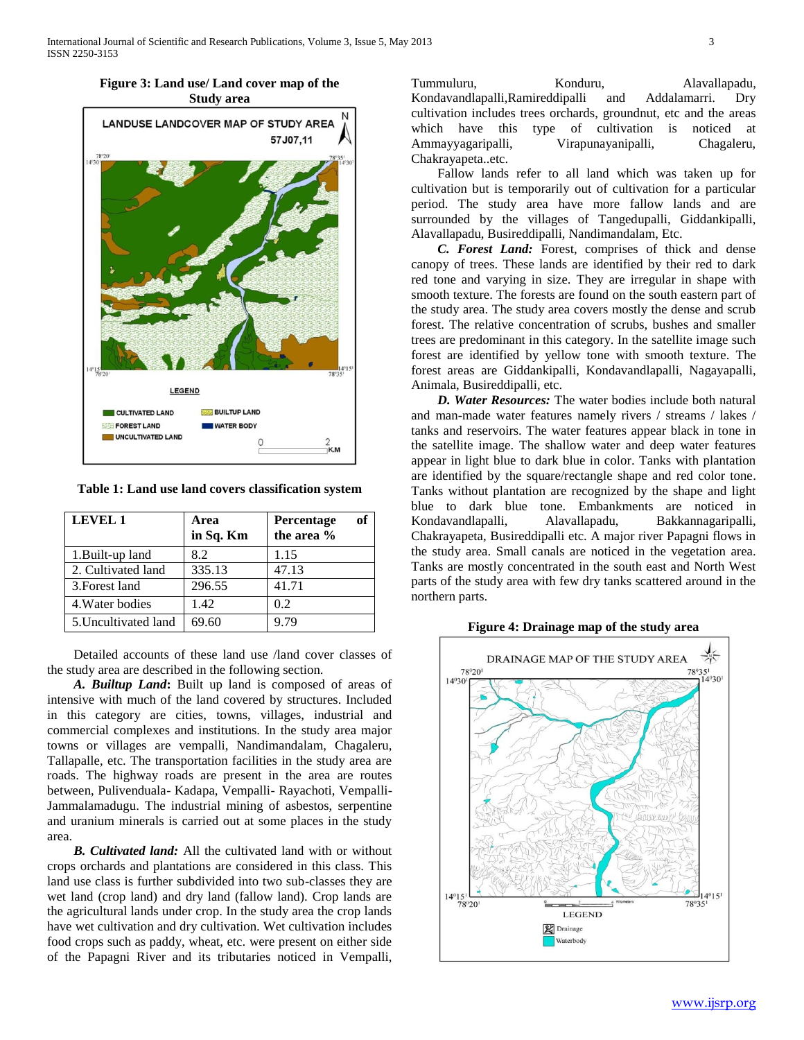**Figure 3: Land use/ Land cover map of the Study area**

**Table 1: Land use land covers classification system**

| LEVEL 1 | Area in Sq. Km | Percentage of the area % |
|---|---|---|
| 1.Built-up land | 8.2 | 1.15 |
| 2. Cultivated land | 335.13 | 47.13 |
| 3.Forest land | 296.55 | 41.71 |
| 4.Water bodies | 1.42 | 0.2 |
| 5.Uncultivated land | 69.60 | 9.79 |

Detailed accounts of these land use /land cover classes of the study area are described in the following section.

***A. Builtup Land*:** Built up land is composed of areas of intensive with much of the land covered by structures. Included in this category are cities, towns, villages, industrial and commercial complexes and institutions. In the study area major towns or villages are vempalli, Nandimandalam, Chagaleru, Tallapalle, etc. The transportation facilities in the study area are roads. The highway roads are present in the area are routes between, Pulivenduala- Kadapa, Vempalli- Rayachoti, Vempalli- Jammalamadugu. The industrial mining of asbestos, serpentine and uranium minerals is carried out at some places in the study area.

***B. Cultivated land:*** All the cultivated land with or without crops orchards and plantations are considered in this class. This land use class is further subdivided into two sub-classes they are wet land (crop land) and dry land (fallow land). Crop lands are the agricultural lands under crop. In the study area the crop lands have wet cultivation and dry cultivation. Wet cultivation includes food crops such as paddy, wheat, etc. were present on either side of the Papagni River and its tributaries noticed in Vempalli, Tummuluru, Konduru, Alavallapadu, Kondavandlapalli,Ramireddipalli and Addalamarri. Dry cultivation includes trees orchards, groundnut, etc and the areas which have this type of cultivation is noticed at Ammayyagaripalli, Virapunayanipalli, Chagaleru, Chakrayapeta..etc.

Fallow lands refer to all land which was taken up for cultivation but is temporarily out of cultivation for a particular period. The study area have more fallow lands and are surrounded by the villages of Tangedupalli, Giddankipalli, Alavallapadu, Busireddipalli, Nandimandalam, Etc.

***C. Forest Land:*** Forest, comprises of thick and dense canopy of trees. These lands are identified by their red to dark red tone and varying in size. They are irregular in shape with smooth texture. The forests are found on the south eastern part of the study area. The study area covers mostly the dense and scrub forest. The relative concentration of scrubs, bushes and smaller trees are predominant in this category. In the satellite image such forest are identified by yellow tone with smooth texture. The forest areas are Giddankipalli, Kondavandlapalli, Nagayapalli, Animala, Busireddipalli, etc.

***D. Water Resources:*** The water bodies include both natural and man-made water features namely rivers / streams / lakes / tanks and reservoirs. The water features appear black in tone in the satellite image. The shallow water and deep water features appear in light blue to dark blue in color. Tanks with plantation are identified by the square/rectangle shape and red color tone. Tanks without plantation are recognized by the shape and light blue to dark blue tone. Embankments are noticed in Kondavandlapalli, Alavallapadu, Bakkannagaripalli, Chakrayapeta, Busireddipalli etc. A major river Papagni flows in the study area. Small canals are noticed in the vegetation area. Tanks are mostly concentrated in the south east and North West parts of the study area with few dry tanks scattered around in the northern parts.

**Figure 4: Drainage map of the study area**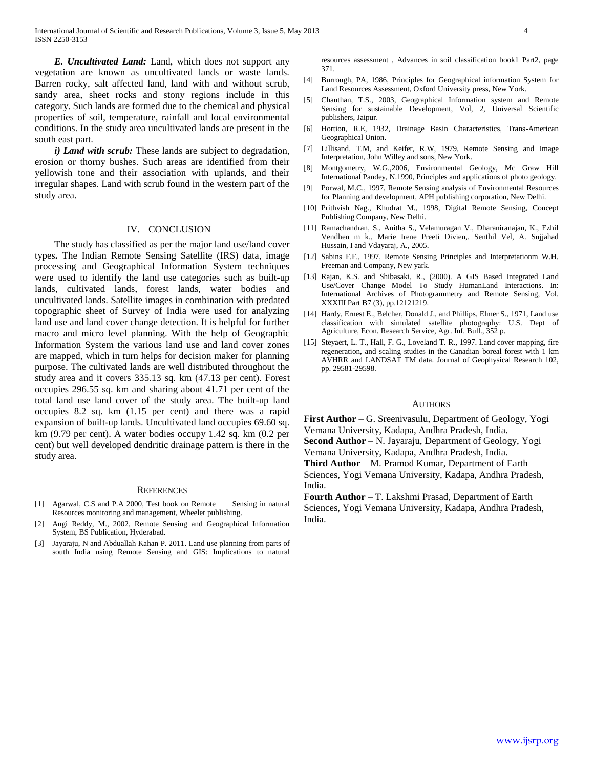***E. Uncultivated Land:*** Land, which does not support any vegetation are known as uncultivated lands or waste lands. Barren rocky, salt affected land, land with and without scrub, sandy area, sheet rocks and stony regions include in this category. Such lands are formed due to the chemical and physical properties of soil, temperature, rainfall and local environmental conditions. In the study area uncultivated lands are present in the south east part.

***i) Land with scrub:*** These lands are subject to degradation, erosion or thorny bushes. Such areas are identified from their yellowish tone and their association with uplands, and their irregular shapes. Land with scrub found in the western part of the study area.

## IV. CONCLUSION

The study has classified as per the major land use/land cover types**.** The Indian Remote Sensing Satellite (IRS) data, image processing and Geographical Information System techniques were used to identify the land use categories such as built-up lands, cultivated lands, forest lands, water bodies and uncultivated lands. Satellite images in combination with predated topographic sheet of Survey of India were used for analyzing land use and land cover change detection. It is helpful for further macro and micro level planning. With the help of Geographic Information System the various land use and land cover zones are mapped, which in turn helps for decision maker for planning purpose. The cultivated lands are well distributed throughout the study area and it covers 335.13 sq. km (47.13 per cent). Forest occupies 296.55 sq. km and sharing about 41.71 per cent of the total land use land cover of the study area. The built-up land occupies 8.2 sq. km (1.15 per cent) and there was a rapid expansion of built-up lands. Uncultivated land occupies 69.60 sq. km (9.79 per cent). A water bodies occupy 1.42 sq. km (0.2 per cent) but well developed dendritic drainage pattern is there in the study area.

## REFERENCES

[1] Agarwal, C.S and P.A 2000, Test book on Remote Sensing in natural Resources monitoring and management, Wheeler publishing.

[2] Angi Reddy, M., 2002, Remote Sensing and Geographical Information System, BS Publication, Hyderabad.

[3] Jayaraju, N and Abduallah Kahan P. 2011. Land use planning from parts of south India using Remote Sensing and GIS: Implications to natural resources assessment , Advances in soil classification book1 Part2, page 371.

[4] Burrough, PA, 1986, Principles for Geographical information System for Land Resources Assessment, Oxford University press, New York.

[5] Chauthan, T.S., 2003, Geographical Information system and Remote Sensing for sustainable Development, Vol, 2, Universal Scientific publishers, Jaipur.

[6] Hortion, R.E, 1932, Drainage Basin Characteristics, Trans-American Geographical Union.

[7] Lillisand, T.M, and Keifer, R.W, 1979, Remote Sensing and Image Interpretation, John Willey and sons, New York.

[8] Montgometry, W.G.,2006, Environmental Geology, Mc Graw Hill International Pandey, N.1990, Principles and applications of photo geology.

[9] Porwal, M.C., 1997, Remote Sensing analysis of Environmental Resources for Planning and development, APH publishing corporation, New Delhi.

[10] Prithvish Nag., Khudrat M., 1998, Digital Remote Sensing, Concept Publishing Company, New Delhi.

[11] Ramachandran, S., Anitha S., Velamuragan V., Dharaniranajan, K., Ezhil Vendhen m k., Marie Irene Preeti Divien,. Senthil Vel, A. Sujjahad Hussain, I and Vdayaraj, A., 2005.

[12] Sabins F.F., 1997, Remote Sensing Principles and Interpretationm W.H. Freeman and Company, New yark.

[13] Rajan, K.S. and Shibasaki, R., (2000). A GIS Based Integrated Land Use/Cover Change Model To Study HumanLand Interactions. In: International Archives of Photogrammetry and Remote Sensing, Vol. XXXIII Part B7 (3), pp.12121219.

[14] Hardy, Ernest E., Belcher, Donald J., and Phillips, Elmer S., 1971, Land use classification with simulated satellite photography: U.S. Dept of Agriculture, Econ. Research Service, Agr. Inf. Bull., 352 p.

[15] Steyaert, L. T., Hall, F. G., Loveland T. R., 1997. Land cover mapping, fire regeneration, and scaling studies in the Canadian boreal forest with 1 km AVHRR and LANDSAT TM data. Journal of Geophysical Research 102, pp. 29581-29598.

## AUTHORS

**First Author** – G. Sreenivasulu, Department of Geology, Yogi Vemana University, Kadapa, Andhra Pradesh, India.

**Second Author** – N. Jayaraju, Department of Geology, Yogi Vemana University, Kadapa, Andhra Pradesh, India.

**Third Author** – M. Pramod Kumar, Department of Earth Sciences, Yogi Vemana University, Kadapa, Andhra Pradesh, India.

**Fourth Author** – T. Lakshmi Prasad, Department of Earth Sciences, Yogi Vemana University, Kadapa, Andhra Pradesh, India.